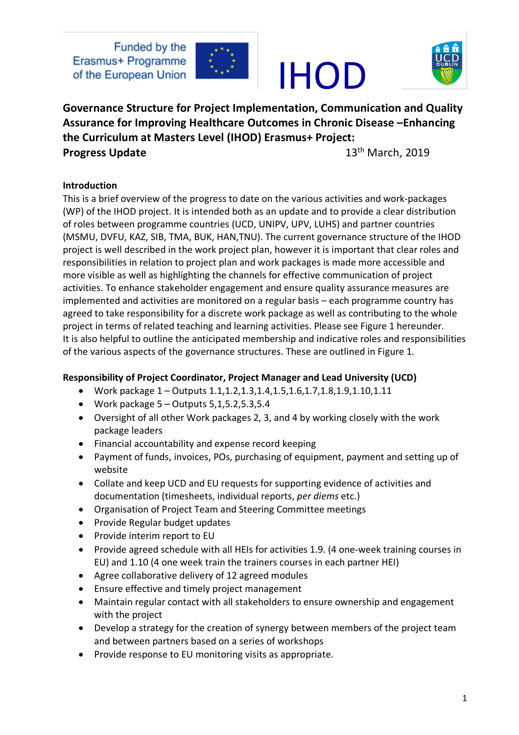Funded by the Erasmus+ Programme of the European Union

IHOD

**Governance Structure for Project Implementation, Communication and Quality Assurance for Improving Healthcare Outcomes in Chronic Disease –Enhancing the Curriculum at Masters Level (IHOD) Erasmus+ Project:**
**Progress Update** 13th March, 2019

## Introduction

This is a brief overview of the progress to date on the various activities and work-packages (WP) of the IHOD project. It is intended both as an update and to provide a clear distribution of roles between programme countries (UCD, UNIPV, UPV, LUHS) and partner countries (MSMU, DVFU, KAZ, SIB, TMA, BUK, HAN,TNU). The current governance structure of the IHOD project is well described in the work project plan, however it is important that clear roles and responsibilities in relation to project plan and work packages is made more accessible and more visible as well as highlighting the channels for effective communication of project activities. To enhance stakeholder engagement and ensure quality assurance measures are implemented and activities are monitored on a regular basis – each programme country has agreed to take responsibility for a discrete work package as well as contributing to the whole project in terms of related teaching and learning activities. Please see Figure 1 hereunder. It is also helpful to outline the anticipated membership and indicative roles and responsibilities of the various aspects of the governance structures. These are outlined in Figure 1.

## Responsibility of Project Coordinator, Project Manager and Lead University (UCD)

- Work package 1 – Outputs 1.1,1.2,1.3,1.4,1.5,1.6,1.7,1.8,1.9,1.10,1.11
- Work package 5 – Outputs 5,1,5.2,5.3,5.4
- Oversight of all other Work packages 2, 3, and 4 by working closely with the work package leaders
- Financial accountability and expense record keeping
- Payment of funds, invoices, POs, purchasing of equipment, payment and setting up of website
- Collate and keep UCD and EU requests for supporting evidence of activities and documentation (timesheets, individual reports, *per diems* etc.)
- Organisation of Project Team and Steering Committee meetings
- Provide Regular budget updates
- Provide interim report to EU
- Provide agreed schedule with all HEIs for activities 1.9. (4 one-week training courses in EU) and 1.10 (4 one week train the trainers courses in each partner HEI)
- Agree collaborative delivery of 12 agreed modules
- Ensure effective and timely project management
- Maintain regular contact with all stakeholders to ensure ownership and engagement with the project
- Develop a strategy for the creation of synergy between members of the project team and between partners based on a series of workshops
- Provide response to EU monitoring visits as appropriate.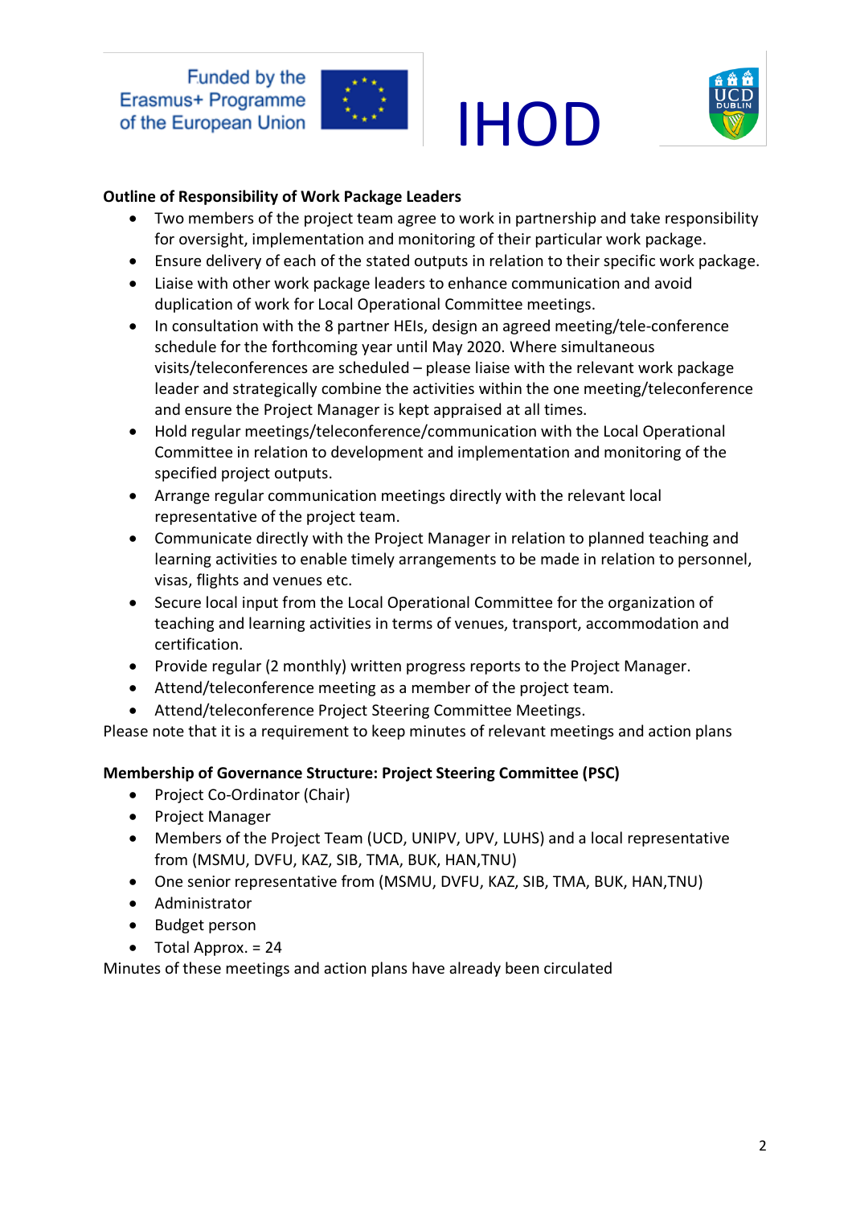**Outline of Responsibility of Work Package Leaders**

- Two members of the project team agree to work in partnership and take responsibility for oversight, implementation and monitoring of their particular work package.
- Ensure delivery of each of the stated outputs in relation to their specific work package.
- Liaise with other work package leaders to enhance communication and avoid duplication of work for Local Operational Committee meetings.
- In consultation with the 8 partner HEIs, design an agreed meeting/tele-conference schedule for the forthcoming year until May 2020. Where simultaneous visits/teleconferences are scheduled – please liaise with the relevant work package leader and strategically combine the activities within the one meeting/teleconference and ensure the Project Manager is kept appraised at all times.
- Hold regular meetings/teleconference/communication with the Local Operational Committee in relation to development and implementation and monitoring of the specified project outputs.
- Arrange regular communication meetings directly with the relevant local representative of the project team.
- Communicate directly with the Project Manager in relation to planned teaching and learning activities to enable timely arrangements to be made in relation to personnel, visas, flights and venues etc.
- Secure local input from the Local Operational Committee for the organization of teaching and learning activities in terms of venues, transport, accommodation and certification.
- Provide regular (2 monthly) written progress reports to the Project Manager.
- Attend/teleconference meeting as a member of the project team.
- Attend/teleconference Project Steering Committee Meetings.

Please note that it is a requirement to keep minutes of relevant meetings and action plans

**Membership of Governance Structure: Project Steering Committee (PSC)**

- Project Co-Ordinator (Chair)
- Project Manager
- Members of the Project Team (UCD, UNIPV, UPV, LUHS) and a local representative from (MSMU, DVFU, KAZ, SIB, TMA, BUK, HAN,TNU)
- One senior representative from (MSMU, DVFU, KAZ, SIB, TMA, BUK, HAN,TNU)
- Administrator
- Budget person
- Total Approx. = 24

Minutes of these meetings and action plans have already been circulated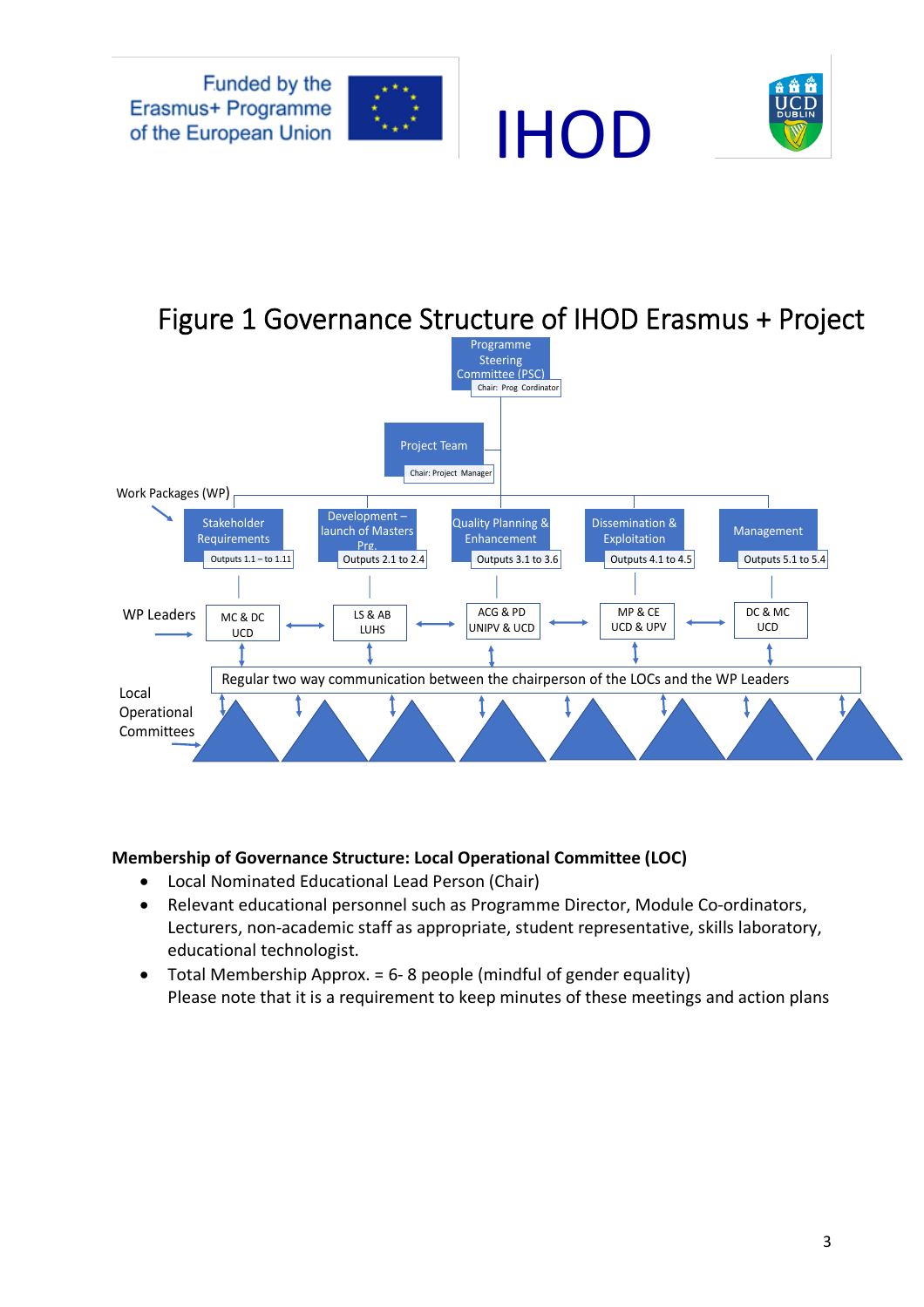Funded by the Erasmus+ Programme of the European Union

# IHOD

## Figure 1 Governance Structure of IHOD Erasmus + Project

Programme Steering Committee (PSC)
Chair: Prog Cordinator

Project Team
Chair: Project Manager

Work Packages (WP)

| Stakeholder Requirements | Development – launch of Masters Prg. | Quality Planning & Enhancement | Dissemination & Exploitation | Management |
|---|---|---|---|---|
| Outputs 1.1 – to 1.11 | Outputs 2.1 to 2.4 | Outputs 3.1 to 3.6 | Outputs 4.1 to 4.5 | Outputs 5.1 to 5.4 |

WP Leaders

| MC & DC UCD | LS & AB LUHS | ACG & PD UNIPV & UCD | MP & CE UCD & UPV | DC & MC UCD |
|---|---|---|---|---|

Regular two way communication between the chairperson of the LOCs and the WP Leaders

Local Operational Committees

**Membership of Governance Structure: Local Operational Committee (LOC)**

- Local Nominated Educational Lead Person (Chair)
- Relevant educational personnel such as Programme Director, Module Co-ordinators, Lecturers, non-academic staff as appropriate, student representative, skills laboratory, educational technologist.
- Total Membership Approx. = 6- 8 people (mindful of gender equality)
  Please note that it is a requirement to keep minutes of these meetings and action plans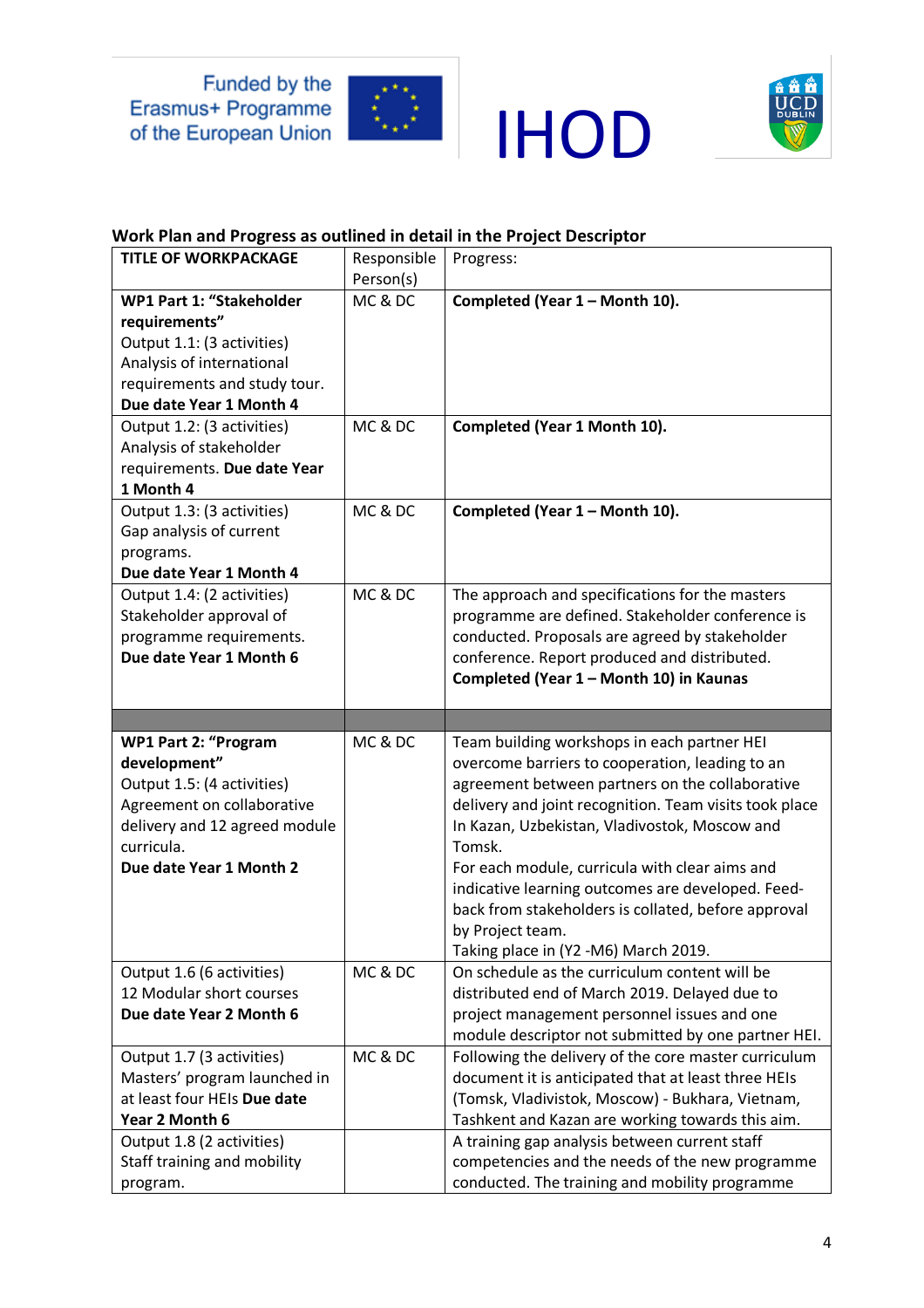Funded by the Erasmus+ Programme of the European Union

IHOD

**Work Plan and Progress as outlined in detail in the Project Descriptor**

| TITLE OF WORKPACKAGE | Responsible Person(s) | Progress: |
|---|---|---|
| **WP1 Part 1: "Stakeholder requirements"** Output 1.1: (3 activities) Analysis of international requirements and study tour. **Due date Year 1 Month 4** | MC & DC | **Completed (Year 1 – Month 10).** |
| Output 1.2: (3 activities) Analysis of stakeholder requirements. **Due date Year 1 Month 4** | MC & DC | **Completed (Year 1 Month 10).** |
| Output 1.3: (3 activities) Gap analysis of current programs. **Due date Year 1 Month 4** | MC & DC | **Completed (Year 1 – Month 10).** |
| Output 1.4: (2 activities) Stakeholder approval of programme requirements. **Due date Year 1 Month 6** | MC & DC | The approach and specifications for the masters programme are defined. Stakeholder conference is conducted. Proposals are agreed by stakeholder conference. Report produced and distributed. **Completed (Year 1 – Month 10) in Kaunas** |
| | | |
| **WP1 Part 2: "Program development"** Output 1.5: (4 activities) Agreement on collaborative delivery and 12 agreed module curricula. **Due date Year 1 Month 2** | MC & DC | Team building workshops in each partner HEI overcome barriers to cooperation, leading to an agreement between partners on the collaborative delivery and joint recognition. Team visits took place In Kazan, Uzbekistan, Vladivostok, Moscow and Tomsk. For each module, curricula with clear aims and indicative learning outcomes are developed. Feed-back from stakeholders is collated, before approval by Project team. Taking place in (Y2 -M6) March 2019. |
| Output 1.6 (6 activities) 12 Modular short courses **Due date Year 2 Month 6** | MC & DC | On schedule as the curriculum content will be distributed end of March 2019. Delayed due to project management personnel issues and one module descriptor not submitted by one partner HEI. |
| Output 1.7 (3 activities) Masters' program launched in at least four HEIs **Due date Year 2 Month 6** | MC & DC | Following the delivery of the core master curriculum document it is anticipated that at least three HEIs (Tomsk, Vladivistok, Moscow) - Bukhara, Vietnam, Tashkent and Kazan are working towards this aim. |
| Output 1.8 (2 activities) Staff training and mobility program. | | A training gap analysis between current staff competencies and the needs of the new programme conducted. The training and mobility programme |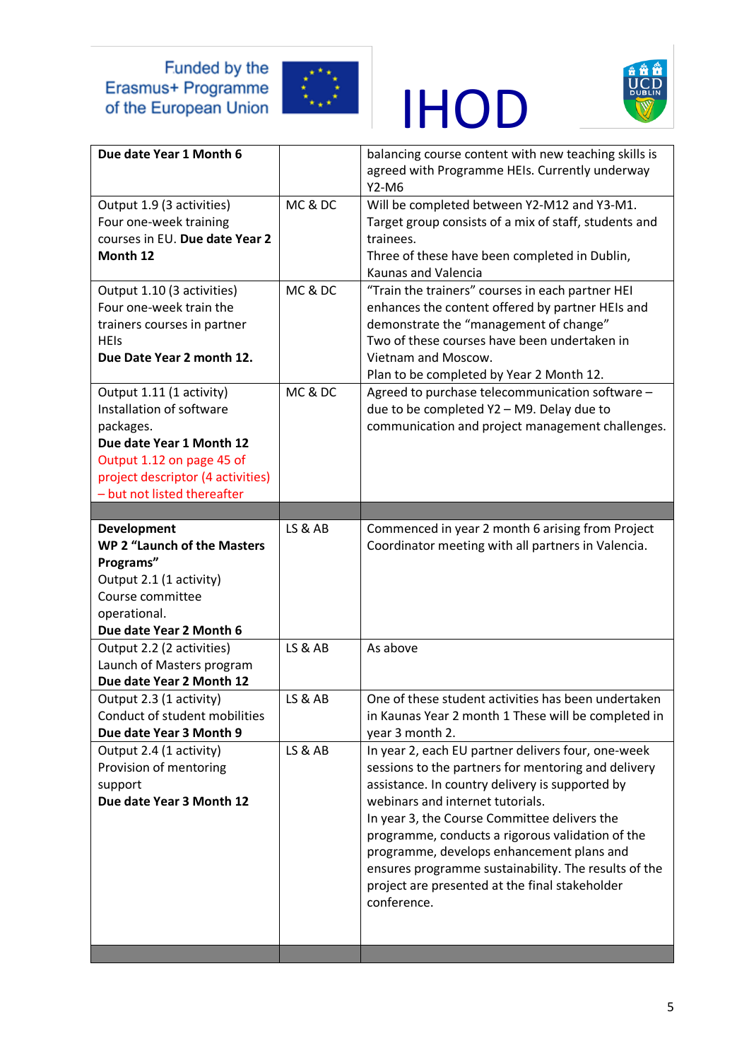| | | |
|---|---|---|
| **Due date Year 1 Month 6** | | balancing course content with new teaching skills is agreed with Programme HEIs. Currently underway Y2-M6 |
| Output 1.9 (3 activities) Four one-week training courses in EU. **Due date Year 2 Month 12** | MC & DC | Will be completed between Y2-M12 and Y3-M1. Target group consists of a mix of staff, students and trainees. Three of these have been completed in Dublin, Kaunas and Valencia |
| Output 1.10 (3 activities) Four one-week train the trainers courses in partner HEIs **Due Date Year 2 month 12.** | MC & DC | "Train the trainers" courses in each partner HEI enhances the content offered by partner HEIs and demonstrate the "management of change" Two of these courses have been undertaken in Vietnam and Moscow. Plan to be completed by Year 2 Month 12. |
| Output 1.11 (1 activity) Installation of software packages. **Due date Year 1 Month 12** Output 1.12 on page 45 of project descriptor (4 activities) – but not listed thereafter | MC & DC | Agreed to purchase telecommunication software – due to be completed Y2 – M9. Delay due to communication and project management challenges. |
| | | |
| **Development** **WP 2 "Launch of the Masters Programs"** Output 2.1 (1 activity) Course committee operational. **Due date Year 2 Month 6** | LS & AB | Commenced in year 2 month 6 arising from Project Coordinator meeting with all partners in Valencia. |
| Output 2.2 (2 activities) Launch of Masters program **Due date Year 2 Month 12** | LS & AB | As above |
| Output 2.3 (1 activity) Conduct of student mobilities **Due date Year 3 Month 9** | LS & AB | One of these student activities has been undertaken in Kaunas Year 2 month 1 These will be completed in year 3 month 2. |
| Output 2.4 (1 activity) Provision of mentoring support **Due date Year 3 Month 12** | LS & AB | In year 2, each EU partner delivers four, one-week sessions to the partners for mentoring and delivery assistance. In country delivery is supported by webinars and internet tutorials. In year 3, the Course Committee delivers the programme, conducts a rigorous validation of the programme, develops enhancement plans and ensures programme sustainability. The results of the project are presented at the final stakeholder conference. |
| | | |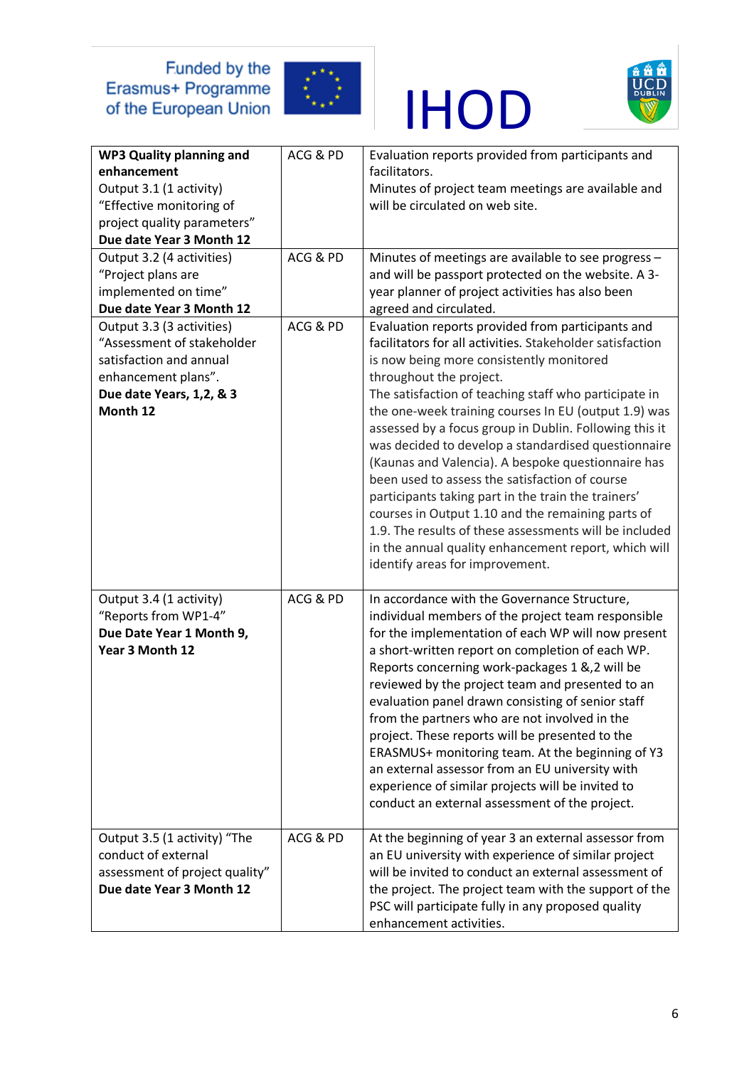| **WP3 Quality planning and enhancement** Output 3.1 (1 activity) "Effective monitoring of project quality parameters" **Due date Year 3 Month 12** | ACG & PD | Evaluation reports provided from participants and facilitators. Minutes of project team meetings are available and will be circulated on web site. |
|---|---|---|
| Output 3.2 (4 activities) "Project plans are implemented on time" **Due date Year 3 Month 12** | ACG & PD | Minutes of meetings are available to see progress – and will be passport protected on the website. A 3-year planner of project activities has also been agreed and circulated. |
| Output 3.3 (3 activities) "Assessment of stakeholder satisfaction and annual enhancement plans". **Due date Years, 1,2, & 3 Month 12** | ACG & PD | Evaluation reports provided from participants and facilitators for all activities. Stakeholder satisfaction is now being more consistently monitored throughout the project. The satisfaction of teaching staff who participate in the one-week training courses In EU (output 1.9) was assessed by a focus group in Dublin. Following this it was decided to develop a standardised questionnaire (Kaunas and Valencia). A bespoke questionnaire has been used to assess the satisfaction of course participants taking part in the train the trainers' courses in Output 1.10 and the remaining parts of 1.9. The results of these assessments will be included in the annual quality enhancement report, which will identify areas for improvement. |
| Output 3.4 (1 activity) "Reports from WP1-4" **Due Date Year 1 Month 9, Year 3 Month 12** | ACG & PD | In accordance with the Governance Structure, individual members of the project team responsible for the implementation of each WP will now present a short-written report on completion of each WP. Reports concerning work-packages 1 &,2 will be reviewed by the project team and presented to an evaluation panel drawn consisting of senior staff from the partners who are not involved in the project. These reports will be presented to the ERASMUS+ monitoring team. At the beginning of Y3 an external assessor from an EU university with experience of similar projects will be invited to conduct an external assessment of the project. |
| Output 3.5 (1 activity) "The conduct of external assessment of project quality" **Due date Year 3 Month 12** | ACG & PD | At the beginning of year 3 an external assessor from an EU university with experience of similar project will be invited to conduct an external assessment of the project. The project team with the support of the PSC will participate fully in any proposed quality enhancement activities. |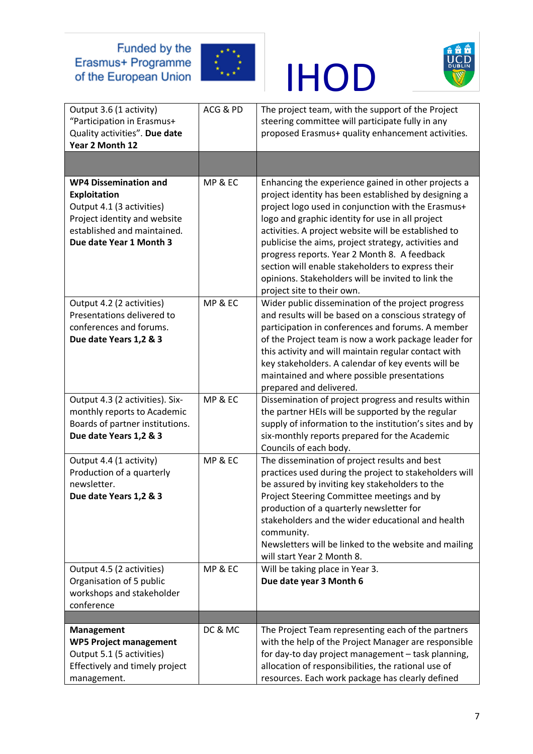| | | |
|---|---|---|
| Output 3.6 (1 activity) "Participation in Erasmus+ Quality activities". **Due date Year 2 Month 12** | ACG & PD | The project team, with the support of the Project steering committee will participate fully in any proposed Erasmus+ quality enhancement activities. |
| | | |
| **WP4 Dissemination and Exploitation** Output 4.1 (3 activities) Project identity and website established and maintained. **Due date Year 1 Month 3** | MP & EC | Enhancing the experience gained in other projects a project identity has been established by designing a project logo used in conjunction with the Erasmus+ logo and graphic identity for use in all project activities. A project website will be established to publicise the aims, project strategy, activities and progress reports. Year 2 Month 8. A feedback section will enable stakeholders to express their opinions. Stakeholders will be invited to link the project site to their own. |
| Output 4.2 (2 activities) Presentations delivered to conferences and forums. **Due date Years 1,2 & 3** | MP & EC | Wider public dissemination of the project progress and results will be based on a conscious strategy of participation in conferences and forums. A member of the Project team is now a work package leader for this activity and will maintain regular contact with key stakeholders. A calendar of key events will be maintained and where possible presentations prepared and delivered. |
| Output 4.3 (2 activities). Six-monthly reports to Academic Boards of partner institutions. **Due date Years 1,2 & 3** | MP & EC | Dissemination of project progress and results within the partner HEIs will be supported by the regular supply of information to the institution's sites and by six-monthly reports prepared for the Academic Councils of each body. |
| Output 4.4 (1 activity) Production of a quarterly newsletter. **Due date Years 1,2 & 3** | MP & EC | The dissemination of project results and best practices used during the project to stakeholders will be assured by inviting key stakeholders to the Project Steering Committee meetings and by production of a quarterly newsletter for stakeholders and the wider educational and health community.<br>Newsletters will be linked to the website and mailing will start Year 2 Month 8. |
| Output 4.5 (2 activities) Organisation of 5 public workshops and stakeholder conference | MP & EC | Will be taking place in Year 3.<br>**Due date year 3 Month 6** |
| | | |
| **Management** **WP5 Project management** Output 5.1 (5 activities) Effectively and timely project management. | DC & MC | The Project Team representing each of the partners with the help of the Project Manager are responsible for day-to day project management – task planning, allocation of responsibilities, the rational use of resources. Each work package has clearly defined |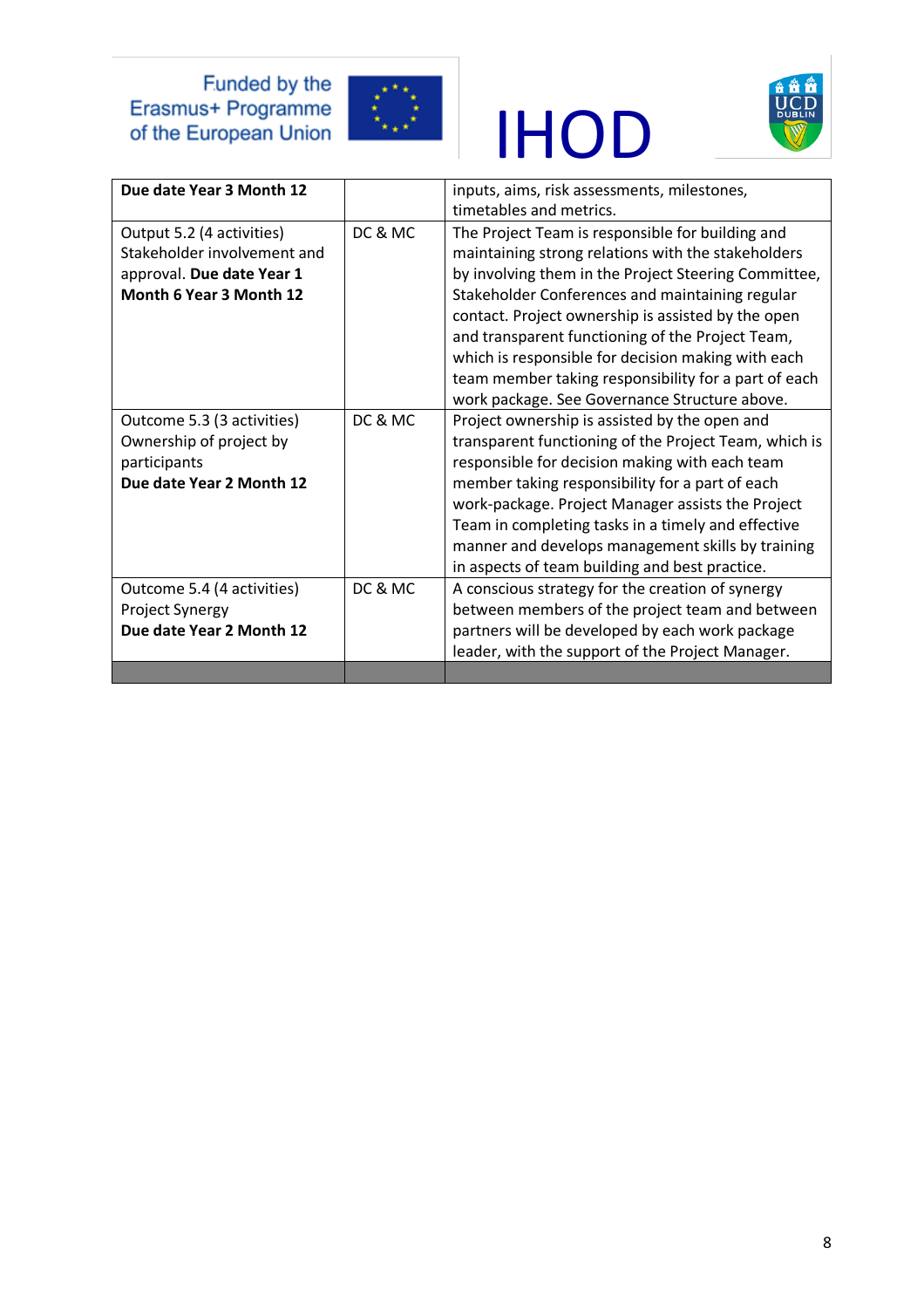| | | |
|---|---|---|
| **Due date Year 3 Month 12** | | inputs, aims, risk assessments, milestones, timetables and metrics. |
| Output 5.2 (4 activities) Stakeholder involvement and approval. **Due date Year 1 Month 6 Year 3 Month 12** | DC & MC | The Project Team is responsible for building and maintaining strong relations with the stakeholders by involving them in the Project Steering Committee, Stakeholder Conferences and maintaining regular contact. Project ownership is assisted by the open and transparent functioning of the Project Team, which is responsible for decision making with each team member taking responsibility for a part of each work package. See Governance Structure above. |
| Outcome 5.3 (3 activities) Ownership of project by participants **Due date Year 2 Month 12** | DC & MC | Project ownership is assisted by the open and transparent functioning of the Project Team, which is responsible for decision making with each team member taking responsibility for a part of each work-package. Project Manager assists the Project Team in completing tasks in a timely and effective manner and develops management skills by training in aspects of team building and best practice. |
| Outcome 5.4 (4 activities) Project Synergy **Due date Year 2 Month 12** | DC & MC | A conscious strategy for the creation of synergy between members of the project team and between partners will be developed by each work package leader, with the support of the Project Manager. |
| | | |